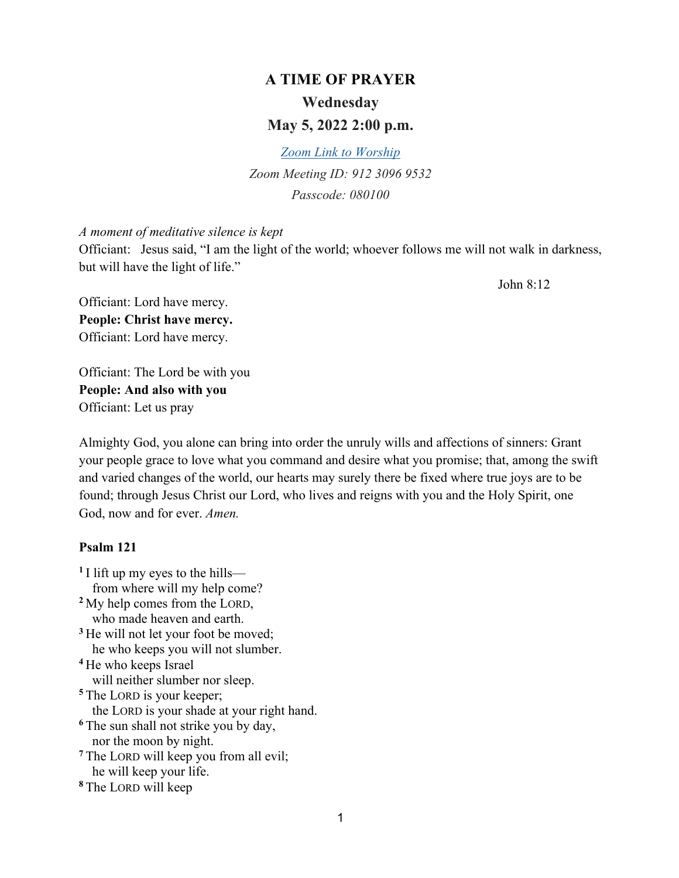# A TIME OF PRAYER

## Wednesday

## May 5, 2022 2:00 p.m.

*Zoom Link to Worship*

*Zoom Meeting ID: 912 3096 9532*

*Passcode: 080100*

*A moment of meditative silence is kept*

Officiant: Jesus said, "I am the light of the world; whoever follows me will not walk in darkness, but will have the light of life."

John 8:12

Officiant: Lord have mercy.
**People: Christ have mercy.**
Officiant: Lord have mercy.

Officiant: The Lord be with you
**People: And also with you**
Officiant: Let us pray

Almighty God, you alone can bring into order the unruly wills and affections of sinners: Grant your people grace to love what you command and desire what you promise; that, among the swift and varied changes of the world, our hearts may surely there be fixed where true joys are to be found; through Jesus Christ our Lord, who lives and reigns with you and the Holy Spirit, one God, now and for ever. *Amen.*

**Psalm 121**

[1] I lift up my eyes to the hills—
from where will my help come?
[2] My help comes from the LORD,
who made heaven and earth.
[3] He will not let your foot be moved;
he who keeps you will not slumber.
[4] He who keeps Israel
will neither slumber nor sleep.
[5] The LORD is your keeper;
the LORD is your shade at your right hand.
[6] The sun shall not strike you by day,
nor the moon by night.
[7] The LORD will keep you from all evil;
he will keep your life.
[8] The LORD will keep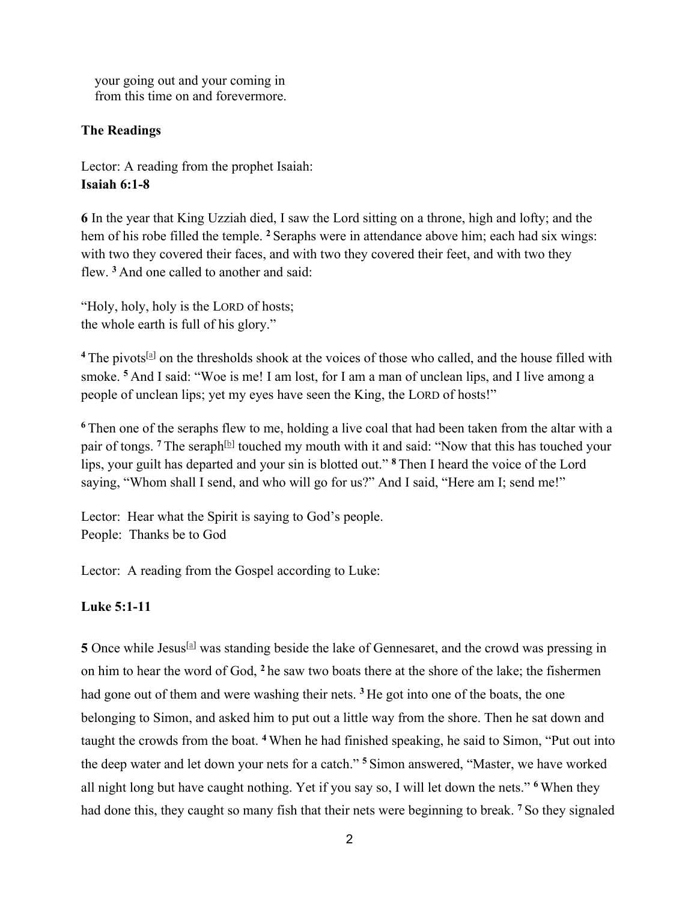your going out and your coming in
from this time on and forevermore.

**The Readings**

Lector: A reading from the prophet Isaiah:
**Isaiah 6:1-8**

**6** In the year that King Uzziah died, I saw the Lord sitting on a throne, high and lofty; and the hem of his robe filled the temple. **2** Seraphs were in attendance above him; each had six wings: with two they covered their faces, and with two they covered their feet, and with two they flew. **3** And one called to another and said:

"Holy, holy, holy is the LORD of hosts;
the whole earth is full of his glory."

**4** The pivots[a] on the thresholds shook at the voices of those who called, and the house filled with smoke. **5** And I said: "Woe is me! I am lost, for I am a man of unclean lips, and I live among a people of unclean lips; yet my eyes have seen the King, the LORD of hosts!"

**6** Then one of the seraphs flew to me, holding a live coal that had been taken from the altar with a pair of tongs. **7** The seraph[b] touched my mouth with it and said: "Now that this has touched your lips, your guilt has departed and your sin is blotted out." **8** Then I heard the voice of the Lord saying, "Whom shall I send, and who will go for us?" And I said, "Here am I; send me!"

Lector: Hear what the Spirit is saying to God's people.
People: Thanks be to God

Lector: A reading from the Gospel according to Luke:

**Luke 5:1-11**

**5** Once while Jesus[a] was standing beside the lake of Gennesaret, and the crowd was pressing in on him to hear the word of God, **2** he saw two boats there at the shore of the lake; the fishermen had gone out of them and were washing their nets. **3** He got into one of the boats, the one belonging to Simon, and asked him to put out a little way from the shore. Then he sat down and taught the crowds from the boat. **4** When he had finished speaking, he said to Simon, "Put out into the deep water and let down your nets for a catch." **5** Simon answered, "Master, we have worked all night long but have caught nothing. Yet if you say so, I will let down the nets." **6** When they had done this, they caught so many fish that their nets were beginning to break. **7** So they signaled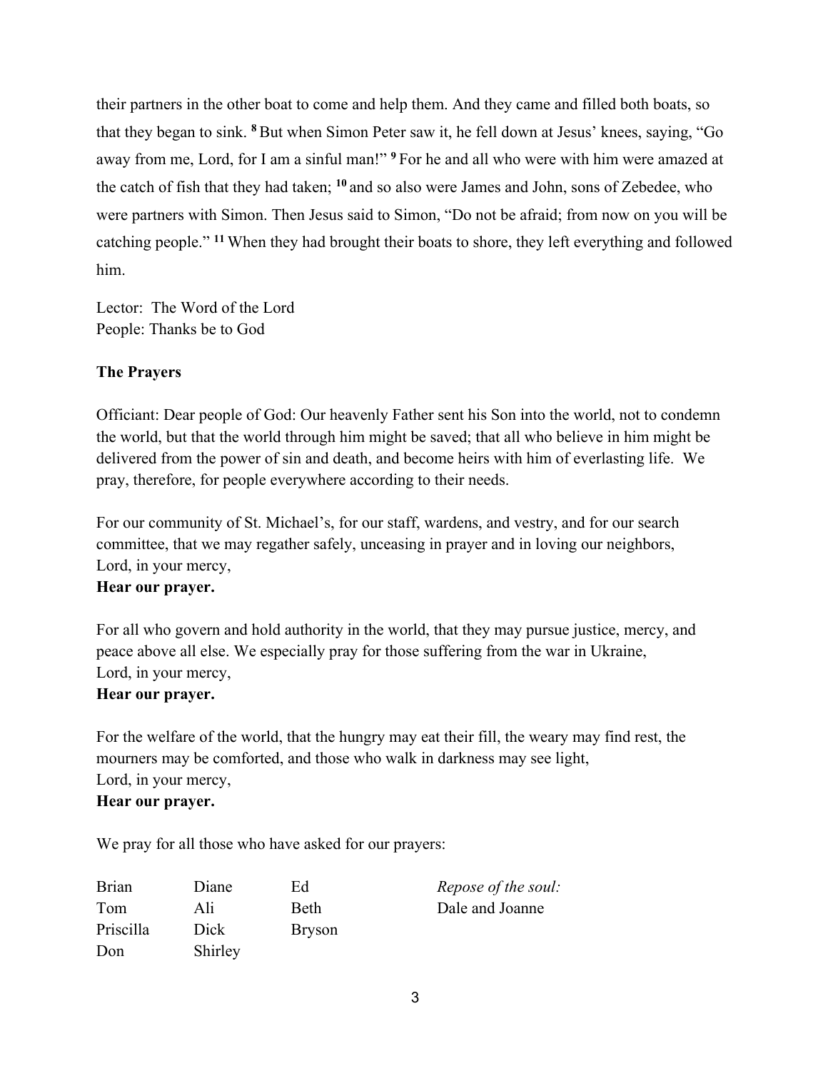their partners in the other boat to come and help them. And they came and filled both boats, so that they began to sink. **8** But when Simon Peter saw it, he fell down at Jesus' knees, saying, "Go away from me, Lord, for I am a sinful man!" **9** For he and all who were with him were amazed at the catch of fish that they had taken; **10** and so also were James and John, sons of Zebedee, who were partners with Simon. Then Jesus said to Simon, "Do not be afraid; from now on you will be catching people." **11** When they had brought their boats to shore, they left everything and followed him.

Lector: The Word of the Lord
People: Thanks be to God

**The Prayers**

Officiant: Dear people of God: Our heavenly Father sent his Son into the world, not to condemn the world, but that the world through him might be saved; that all who believe in him might be delivered from the power of sin and death, and become heirs with him of everlasting life. We pray, therefore, for people everywhere according to their needs.

For our community of St. Michael's, for our staff, wardens, and vestry, and for our search committee, that we may regather safely, unceasing in prayer and in loving our neighbors,
Lord, in your mercy,
**Hear our prayer.**

For all who govern and hold authority in the world, that they may pursue justice, mercy, and peace above all else. We especially pray for those suffering from the war in Ukraine,
Lord, in your mercy,
**Hear our prayer.**

For the welfare of the world, that the hungry may eat their fill, the weary may find rest, the mourners may be comforted, and those who walk in darkness may see light,
Lord, in your mercy,
**Hear our prayer.**

We pray for all those who have asked for our prayers:

| | | | |
|---|---|---|---|
| Brian | Diane | Ed | *Repose of the soul:* |
| Tom | Ali | Beth | Dale and Joanne |
| Priscilla | Dick | Bryson | |
| Don | Shirley | | |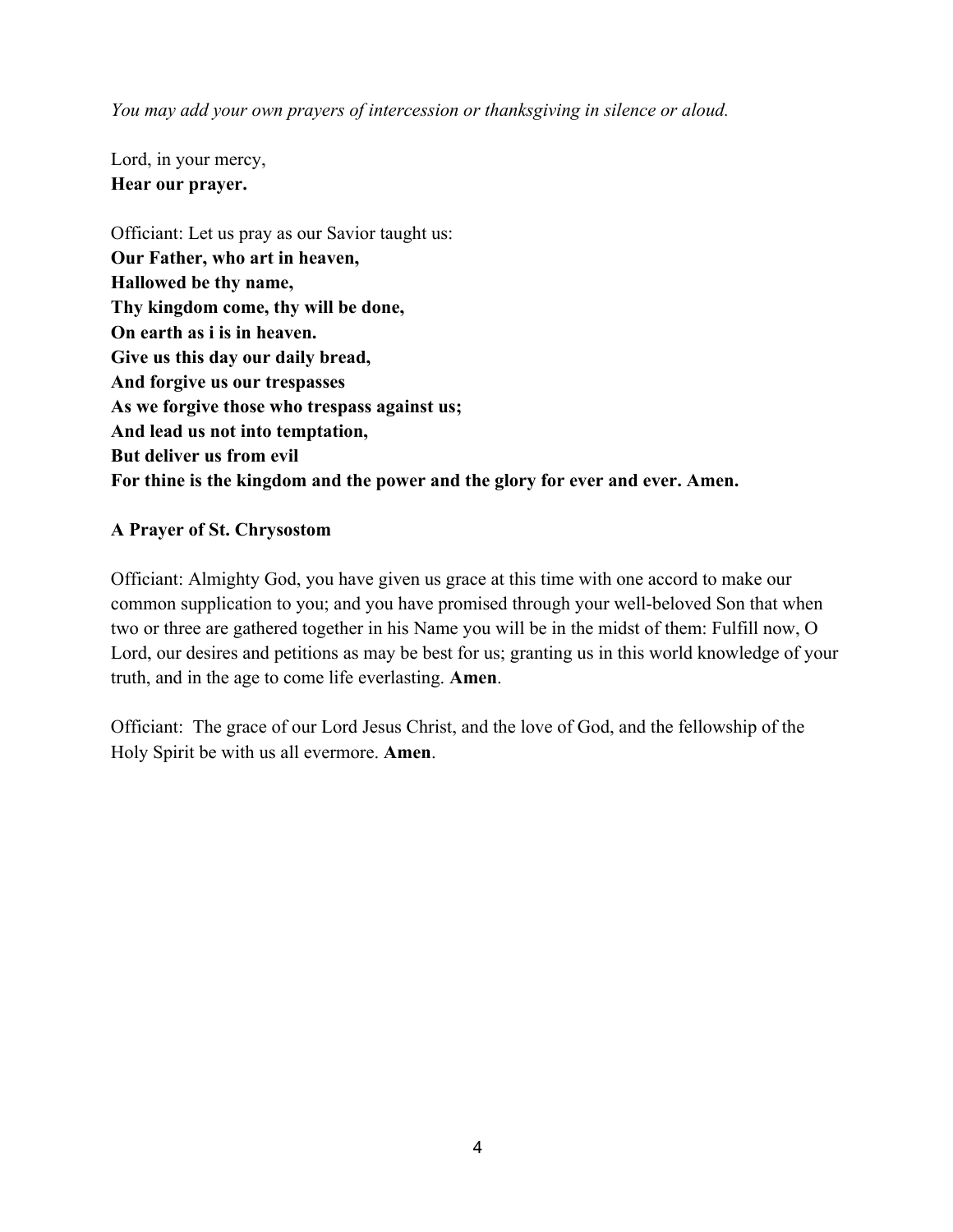*You may add your own prayers of intercession or thanksgiving in silence or aloud.*

Lord, in your mercy,
**Hear our prayer.**

Officiant: Let us pray as our Savior taught us:
**Our Father, who art in heaven,**
**Hallowed be thy name,**
**Thy kingdom come, thy will be done,**
**On earth as i is in heaven.**
**Give us this day our daily bread,**
**And forgive us our trespasses**
**As we forgive those who trespass against us;**
**And lead us not into temptation,**
**But deliver us from evil**
**For thine is the kingdom and the power and the glory for ever and ever. Amen.**

**A Prayer of St. Chrysostom**

Officiant: Almighty God, you have given us grace at this time with one accord to make our common supplication to you; and you have promised through your well-beloved Son that when two or three are gathered together in his Name you will be in the midst of them: Fulfill now, O Lord, our desires and petitions as may be best for us; granting us in this world knowledge of your truth, and in the age to come life everlasting. **Amen**.

Officiant: The grace of our Lord Jesus Christ, and the love of God, and the fellowship of the Holy Spirit be with us all evermore. **Amen**.